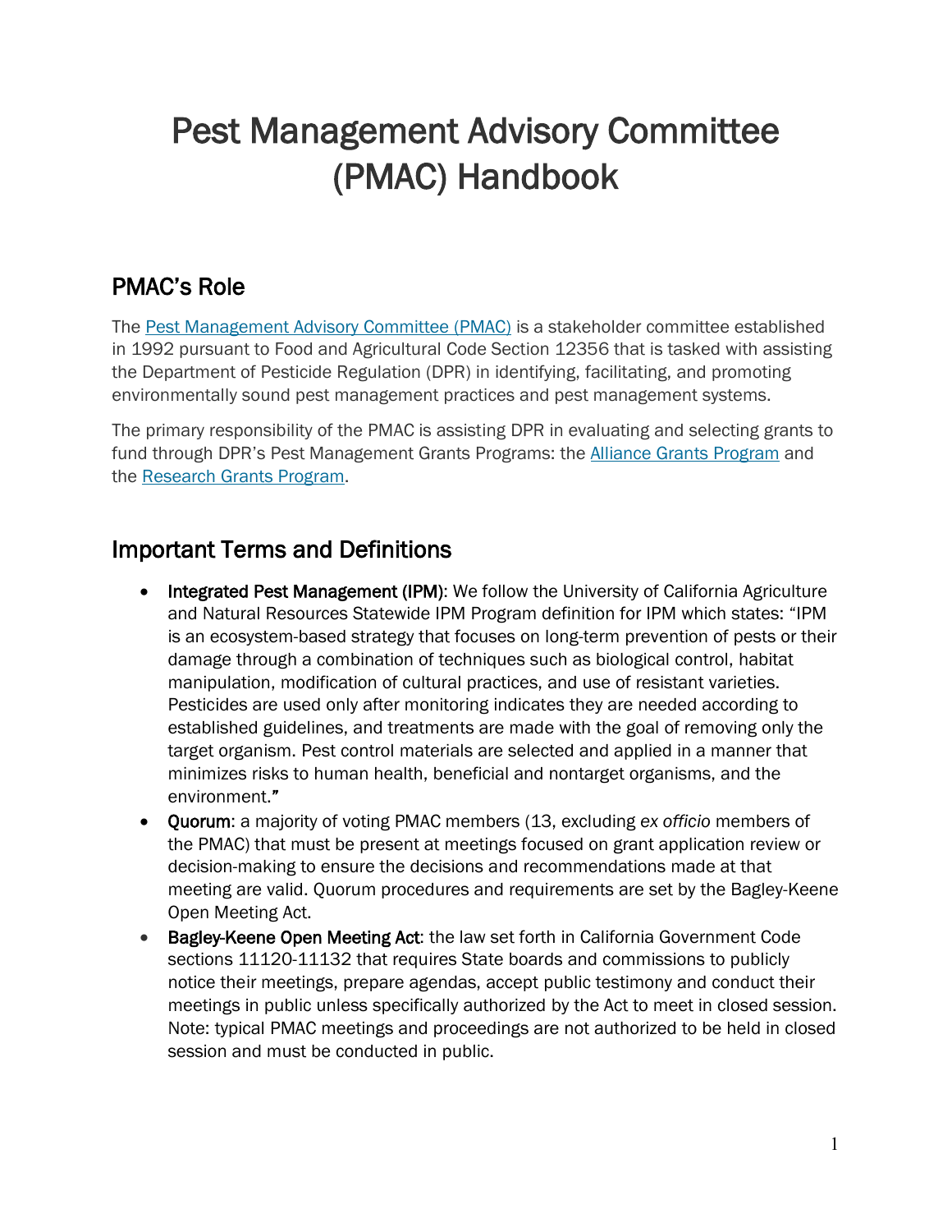# Pest Management Advisory Committee (PMAC) Handbook

## PMAC's Role

The [Pest Management Advisory Committee (PMAC)]() is a stakeholder committee established in 1992 pursuant to Food and Agricultural Code Section 12356 that is tasked with assisting the Department of Pesticide Regulation (DPR) in identifying, facilitating, and promoting environmentally sound pest management practices and pest management systems.

The primary responsibility of the PMAC is assisting DPR in evaluating and selecting grants to fund through DPR's Pest Management Grants Programs: the [Alliance Grants Program]() and the [Research Grants Program]().

## Important Terms and Definitions

- **Integrated Pest Management (IPM)**: We follow the University of California Agriculture and Natural Resources Statewide IPM Program definition for IPM which states: "IPM is an ecosystem-based strategy that focuses on long-term prevention of pests or their damage through a combination of techniques such as biological control, habitat manipulation, modification of cultural practices, and use of resistant varieties. Pesticides are used only after monitoring indicates they are needed according to established guidelines, and treatments are made with the goal of removing only the target organism. Pest control materials are selected and applied in a manner that minimizes risks to human health, beneficial and nontarget organisms, and the environment."
- **Quorum**: a majority of voting PMAC members (13, excluding *ex officio* members of the PMAC) that must be present at meetings focused on grant application review or decision-making to ensure the decisions and recommendations made at that meeting are valid. Quorum procedures and requirements are set by the Bagley-Keene Open Meeting Act.
- **Bagley-Keene Open Meeting Act**: the law set forth in California Government Code sections 11120-11132 that requires State boards and commissions to publicly notice their meetings, prepare agendas, accept public testimony and conduct their meetings in public unless specifically authorized by the Act to meet in closed session. Note: typical PMAC meetings and proceedings are not authorized to be held in closed session and must be conducted in public.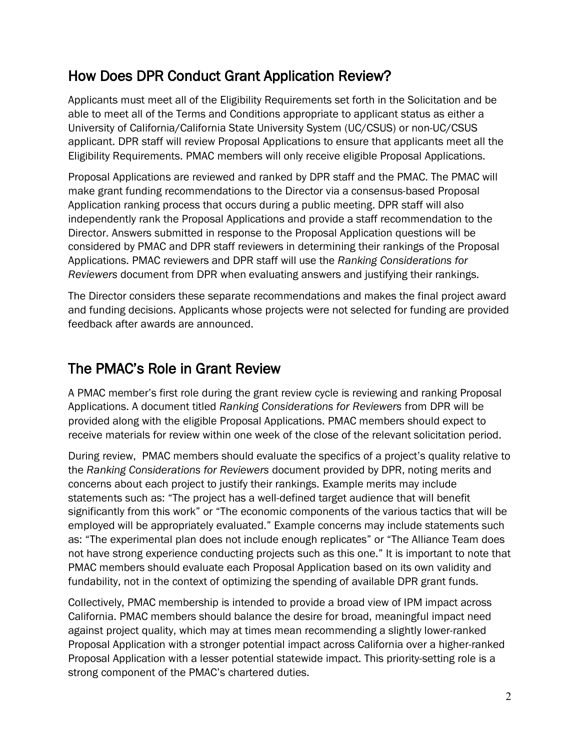## How Does DPR Conduct Grant Application Review?

Applicants must meet all of the Eligibility Requirements set forth in the Solicitation and be able to meet all of the Terms and Conditions appropriate to applicant status as either a University of California/California State University System (UC/CSUS) or non-UC/CSUS applicant. DPR staff will review Proposal Applications to ensure that applicants meet all the Eligibility Requirements. PMAC members will only receive eligible Proposal Applications.

Proposal Applications are reviewed and ranked by DPR staff and the PMAC. The PMAC will make grant funding recommendations to the Director via a consensus-based Proposal Application ranking process that occurs during a public meeting. DPR staff will also independently rank the Proposal Applications and provide a staff recommendation to the Director. Answers submitted in response to the Proposal Application questions will be considered by PMAC and DPR staff reviewers in determining their rankings of the Proposal Applications. PMAC reviewers and DPR staff will use the *Ranking Considerations for Reviewers* document from DPR when evaluating answers and justifying their rankings.

The Director considers these separate recommendations and makes the final project award and funding decisions. Applicants whose projects were not selected for funding are provided feedback after awards are announced.

## The PMAC's Role in Grant Review

A PMAC member's first role during the grant review cycle is reviewing and ranking Proposal Applications. A document titled *Ranking Considerations for Reviewers* from DPR will be provided along with the eligible Proposal Applications. PMAC members should expect to receive materials for review within one week of the close of the relevant solicitation period.

During review, PMAC members should evaluate the specifics of a project's quality relative to the *Ranking Considerations for Reviewers* document provided by DPR, noting merits and concerns about each project to justify their rankings. Example merits may include statements such as: "The project has a well-defined target audience that will benefit significantly from this work" or "The economic components of the various tactics that will be employed will be appropriately evaluated." Example concerns may include statements such as: "The experimental plan does not include enough replicates" or "The Alliance Team does not have strong experience conducting projects such as this one." It is important to note that PMAC members should evaluate each Proposal Application based on its own validity and fundability, not in the context of optimizing the spending of available DPR grant funds.

Collectively, PMAC membership is intended to provide a broad view of IPM impact across California. PMAC members should balance the desire for broad, meaningful impact need against project quality, which may at times mean recommending a slightly lower-ranked Proposal Application with a stronger potential impact across California over a higher-ranked Proposal Application with a lesser potential statewide impact. This priority-setting role is a strong component of the PMAC's chartered duties.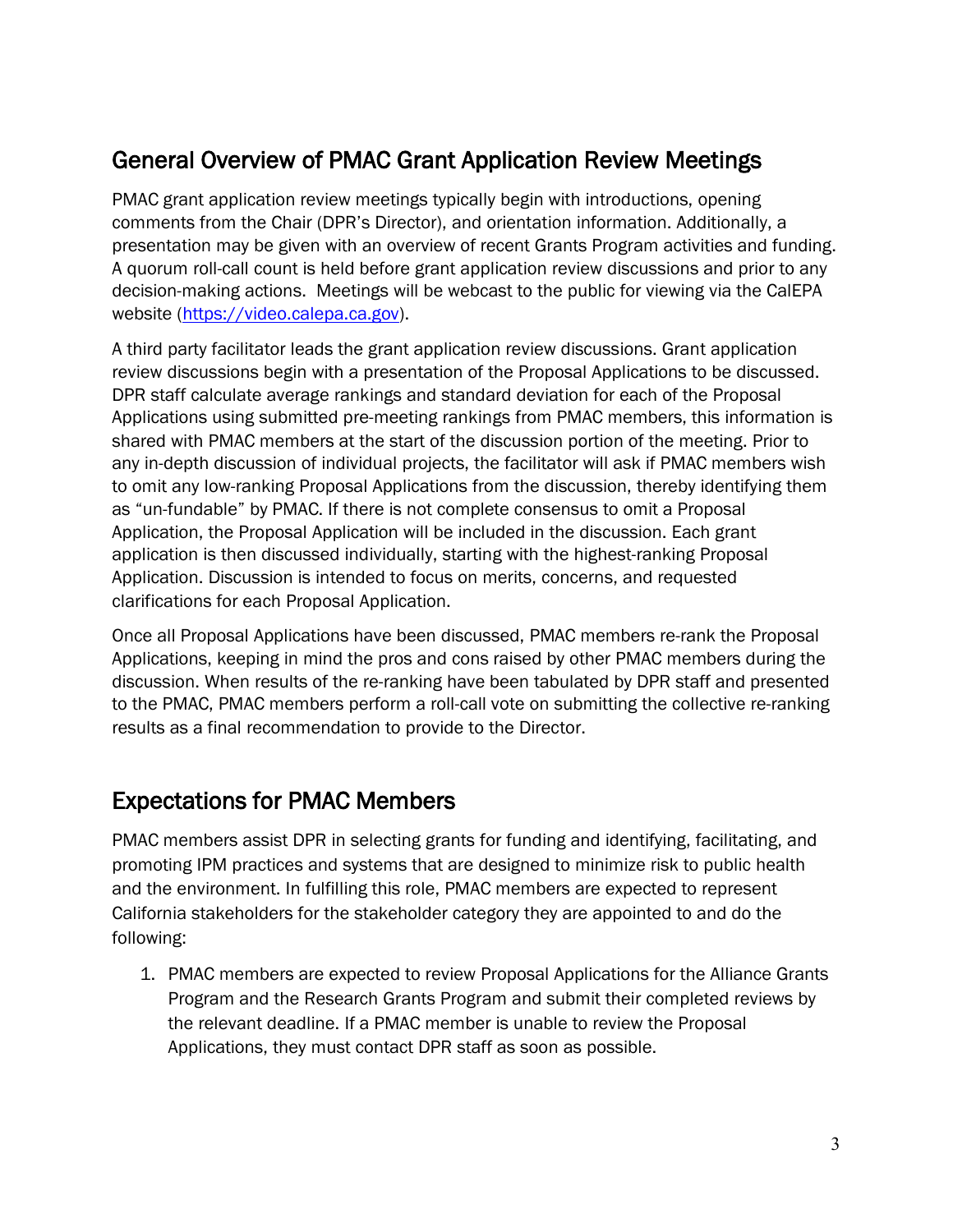## General Overview of PMAC Grant Application Review Meetings

PMAC grant application review meetings typically begin with introductions, opening comments from the Chair (DPR's Director), and orientation information. Additionally, a presentation may be given with an overview of recent Grants Program activities and funding. A quorum roll-call count is held before grant application review discussions and prior to any decision-making actions. Meetings will be webcast to the public for viewing via the CalEPA website ([https://video.calepa.ca.gov](https://video.calepa.ca.gov)).

A third party facilitator leads the grant application review discussions. Grant application review discussions begin with a presentation of the Proposal Applications to be discussed. DPR staff calculate average rankings and standard deviation for each of the Proposal Applications using submitted pre-meeting rankings from PMAC members, this information is shared with PMAC members at the start of the discussion portion of the meeting. Prior to any in-depth discussion of individual projects, the facilitator will ask if PMAC members wish to omit any low-ranking Proposal Applications from the discussion, thereby identifying them as "un-fundable" by PMAC. If there is not complete consensus to omit a Proposal Application, the Proposal Application will be included in the discussion. Each grant application is then discussed individually, starting with the highest-ranking Proposal Application. Discussion is intended to focus on merits, concerns, and requested clarifications for each Proposal Application.

Once all Proposal Applications have been discussed, PMAC members re-rank the Proposal Applications, keeping in mind the pros and cons raised by other PMAC members during the discussion. When results of the re-ranking have been tabulated by DPR staff and presented to the PMAC, PMAC members perform a roll-call vote on submitting the collective re-ranking results as a final recommendation to provide to the Director.

## Expectations for PMAC Members

PMAC members assist DPR in selecting grants for funding and identifying, facilitating, and promoting IPM practices and systems that are designed to minimize risk to public health and the environment. In fulfilling this role, PMAC members are expected to represent California stakeholders for the stakeholder category they are appointed to and do the following:

1. PMAC members are expected to review Proposal Applications for the Alliance Grants Program and the Research Grants Program and submit their completed reviews by the relevant deadline. If a PMAC member is unable to review the Proposal Applications, they must contact DPR staff as soon as possible.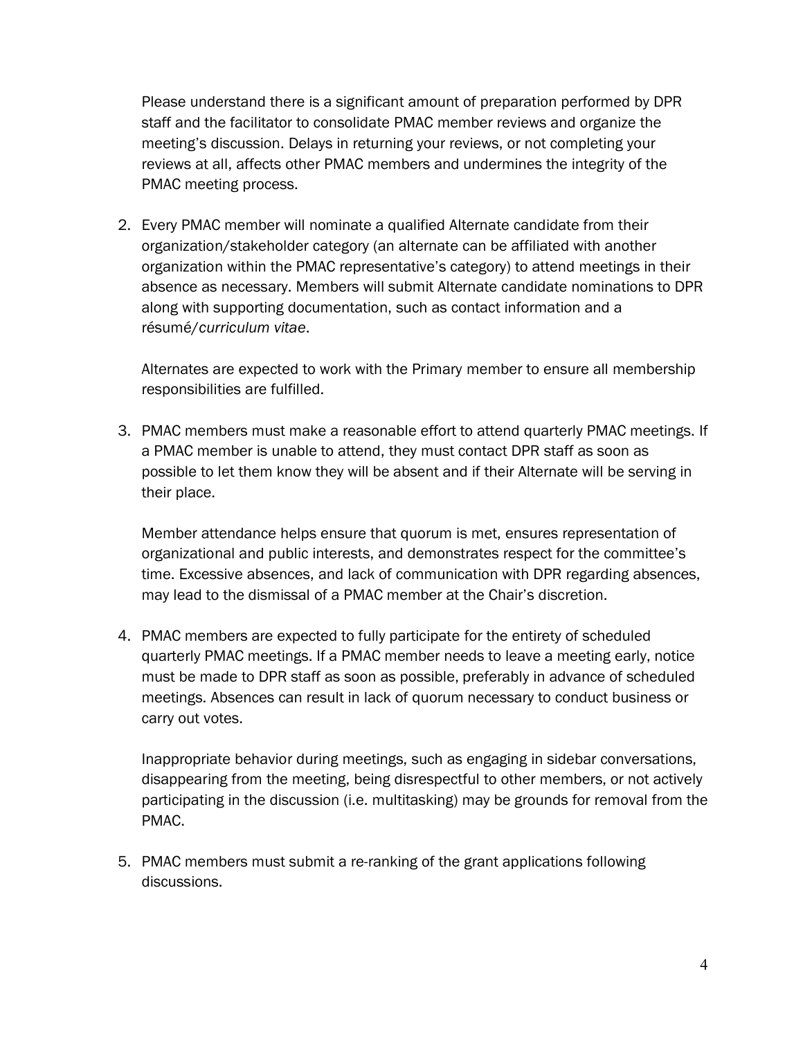Please understand there is a significant amount of preparation performed by DPR staff and the facilitator to consolidate PMAC member reviews and organize the meeting's discussion. Delays in returning your reviews, or not completing your reviews at all, affects other PMAC members and undermines the integrity of the PMAC meeting process.

2. Every PMAC member will nominate a qualified Alternate candidate from their organization/stakeholder category (an alternate can be affiliated with another organization within the PMAC representative's category) to attend meetings in their absence as necessary. Members will submit Alternate candidate nominations to DPR along with supporting documentation, such as contact information and a résumé/*curriculum vitae*.

   Alternates are expected to work with the Primary member to ensure all membership responsibilities are fulfilled.

3. PMAC members must make a reasonable effort to attend quarterly PMAC meetings. If a PMAC member is unable to attend, they must contact DPR staff as soon as possible to let them know they will be absent and if their Alternate will be serving in their place.

   Member attendance helps ensure that quorum is met, ensures representation of organizational and public interests, and demonstrates respect for the committee's time. Excessive absences, and lack of communication with DPR regarding absences, may lead to the dismissal of a PMAC member at the Chair's discretion.

4. PMAC members are expected to fully participate for the entirety of scheduled quarterly PMAC meetings. If a PMAC member needs to leave a meeting early, notice must be made to DPR staff as soon as possible, preferably in advance of scheduled meetings. Absences can result in lack of quorum necessary to conduct business or carry out votes.

   Inappropriate behavior during meetings, such as engaging in sidebar conversations, disappearing from the meeting, being disrespectful to other members, or not actively participating in the discussion (i.e. multitasking) may be grounds for removal from the PMAC.

5. PMAC members must submit a re-ranking of the grant applications following discussions.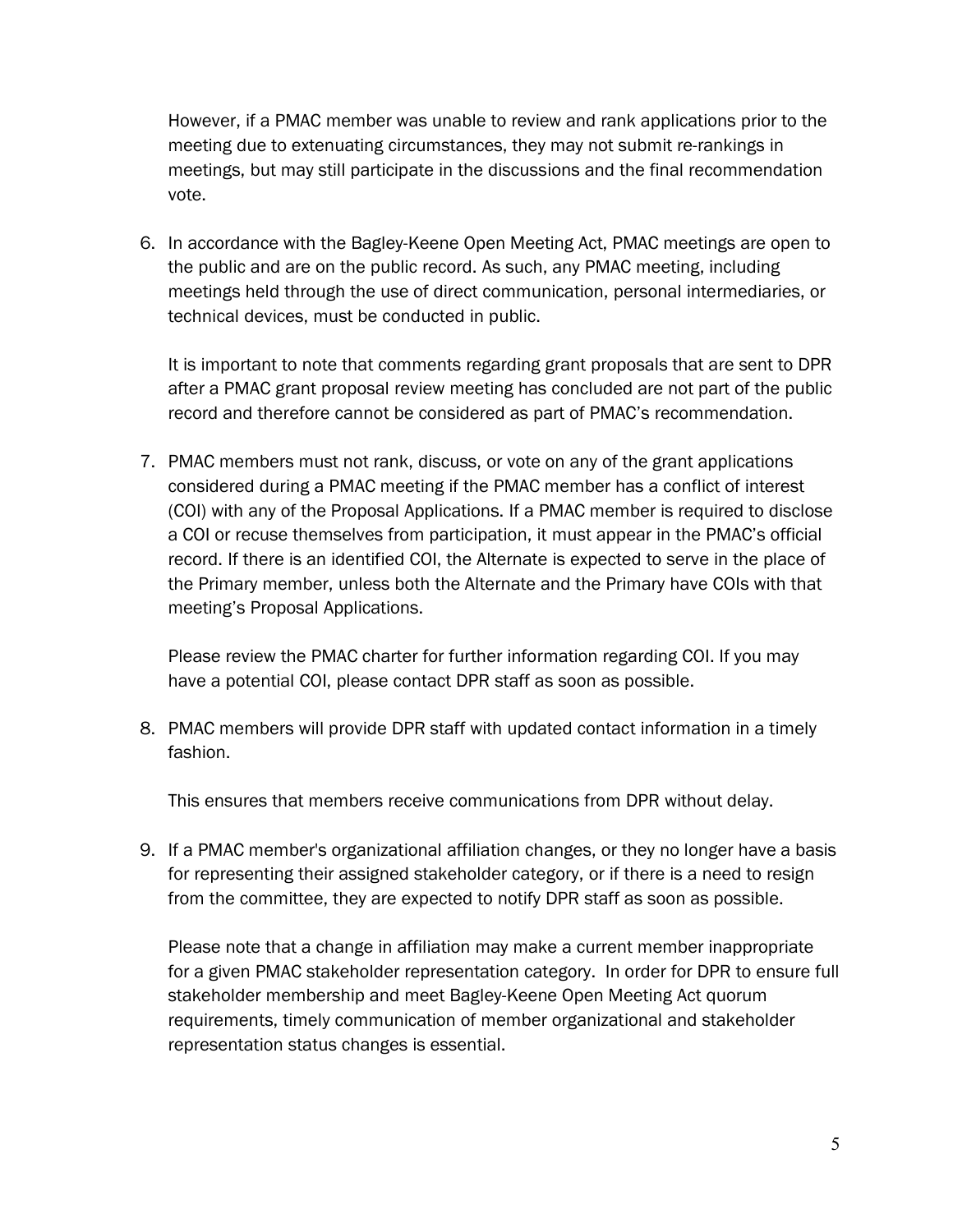However, if a PMAC member was unable to review and rank applications prior to the meeting due to extenuating circumstances, they may not submit re-rankings in meetings, but may still participate in the discussions and the final recommendation vote.

6. In accordance with the Bagley-Keene Open Meeting Act, PMAC meetings are open to the public and are on the public record. As such, any PMAC meeting, including meetings held through the use of direct communication, personal intermediaries, or technical devices, must be conducted in public.

   It is important to note that comments regarding grant proposals that are sent to DPR after a PMAC grant proposal review meeting has concluded are not part of the public record and therefore cannot be considered as part of PMAC's recommendation.

7. PMAC members must not rank, discuss, or vote on any of the grant applications considered during a PMAC meeting if the PMAC member has a conflict of interest (COI) with any of the Proposal Applications. If a PMAC member is required to disclose a COI or recuse themselves from participation, it must appear in the PMAC's official record. If there is an identified COI, the Alternate is expected to serve in the place of the Primary member, unless both the Alternate and the Primary have COIs with that meeting's Proposal Applications.

   Please review the PMAC charter for further information regarding COI. If you may have a potential COI, please contact DPR staff as soon as possible.

8. PMAC members will provide DPR staff with updated contact information in a timely fashion.

   This ensures that members receive communications from DPR without delay.

9. If a PMAC member's organizational affiliation changes, or they no longer have a basis for representing their assigned stakeholder category, or if there is a need to resign from the committee, they are expected to notify DPR staff as soon as possible.

   Please note that a change in affiliation may make a current member inappropriate for a given PMAC stakeholder representation category. In order for DPR to ensure full stakeholder membership and meet Bagley-Keene Open Meeting Act quorum requirements, timely communication of member organizational and stakeholder representation status changes is essential.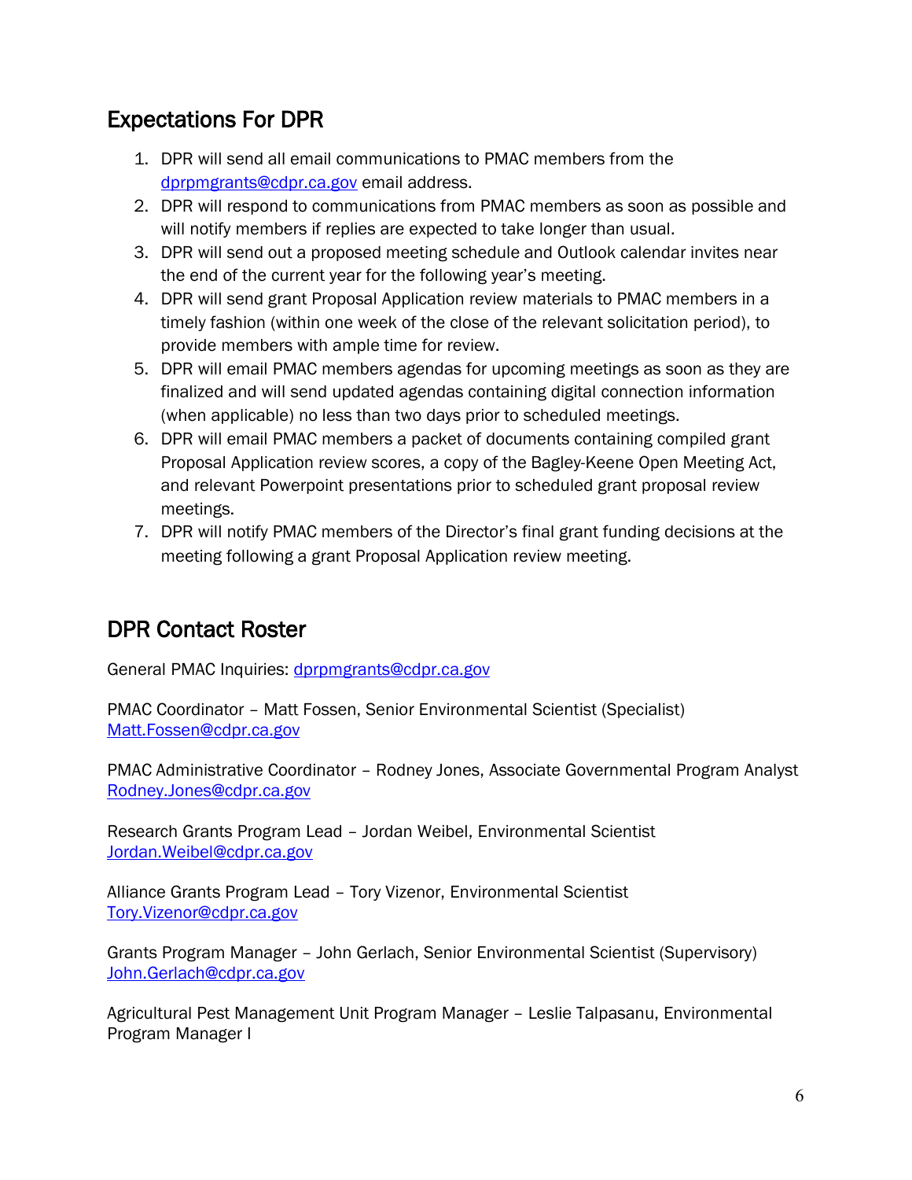## Expectations For DPR

1. DPR will send all email communications to PMAC members from the dprpmgrants@cdpr.ca.gov email address.
2. DPR will respond to communications from PMAC members as soon as possible and will notify members if replies are expected to take longer than usual.
3. DPR will send out a proposed meeting schedule and Outlook calendar invites near the end of the current year for the following year's meeting.
4. DPR will send grant Proposal Application review materials to PMAC members in a timely fashion (within one week of the close of the relevant solicitation period), to provide members with ample time for review.
5. DPR will email PMAC members agendas for upcoming meetings as soon as they are finalized and will send updated agendas containing digital connection information (when applicable) no less than two days prior to scheduled meetings.
6. DPR will email PMAC members a packet of documents containing compiled grant Proposal Application review scores, a copy of the Bagley-Keene Open Meeting Act, and relevant Powerpoint presentations prior to scheduled grant proposal review meetings.
7. DPR will notify PMAC members of the Director's final grant funding decisions at the meeting following a grant Proposal Application review meeting.

## DPR Contact Roster

General PMAC Inquiries: dprpmgrants@cdpr.ca.gov

PMAC Coordinator – Matt Fossen, Senior Environmental Scientist (Specialist)
Matt.Fossen@cdpr.ca.gov

PMAC Administrative Coordinator – Rodney Jones, Associate Governmental Program Analyst
Rodney.Jones@cdpr.ca.gov

Research Grants Program Lead – Jordan Weibel, Environmental Scientist
Jordan.Weibel@cdpr.ca.gov

Alliance Grants Program Lead – Tory Vizenor, Environmental Scientist
Tory.Vizenor@cdpr.ca.gov

Grants Program Manager – John Gerlach, Senior Environmental Scientist (Supervisory)
John.Gerlach@cdpr.ca.gov

Agricultural Pest Management Unit Program Manager – Leslie Talpasanu, Environmental Program Manager I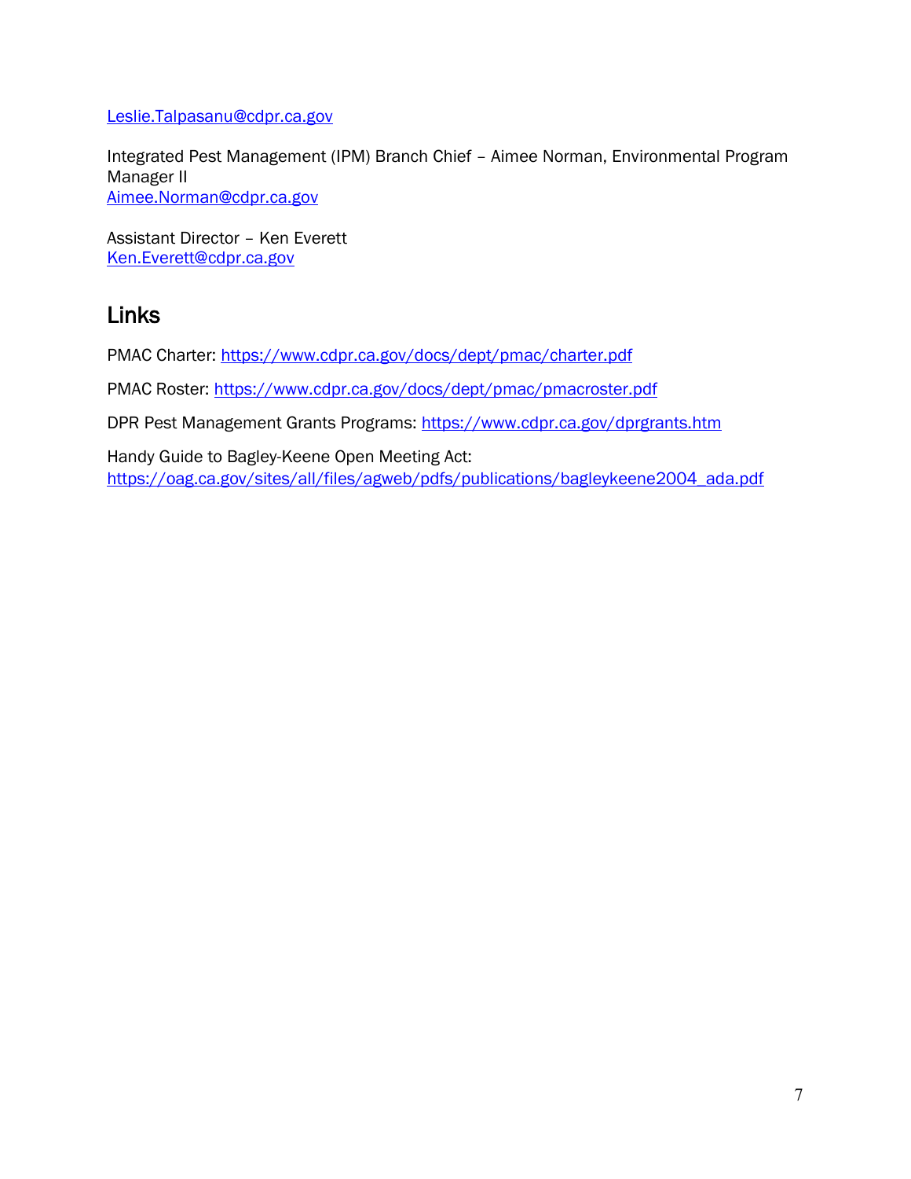Leslie.Talpasanu@cdpr.ca.gov

Integrated Pest Management (IPM) Branch Chief – Aimee Norman, Environmental Program Manager II
Aimee.Norman@cdpr.ca.gov

Assistant Director – Ken Everett
Ken.Everett@cdpr.ca.gov

## Links

PMAC Charter: https://www.cdpr.ca.gov/docs/dept/pmac/charter.pdf

PMAC Roster: https://www.cdpr.ca.gov/docs/dept/pmac/pmacroster.pdf

DPR Pest Management Grants Programs: https://www.cdpr.ca.gov/dprgrants.htm

Handy Guide to Bagley-Keene Open Meeting Act:
https://oag.ca.gov/sites/all/files/agweb/pdfs/publications/bagleykeene2004_ada.pdf